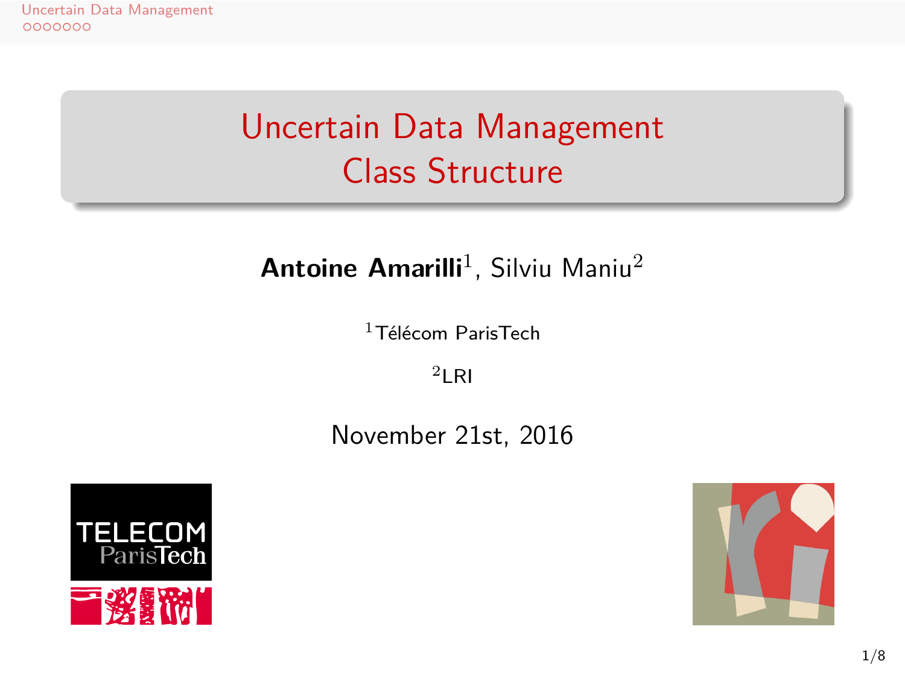# Uncertain Data Management
## Class Structure

**Antoine Amarilli**[1], Silviu Maniu[2]

[1]Télécom ParisTech

[2]LRI

November 21st, 2016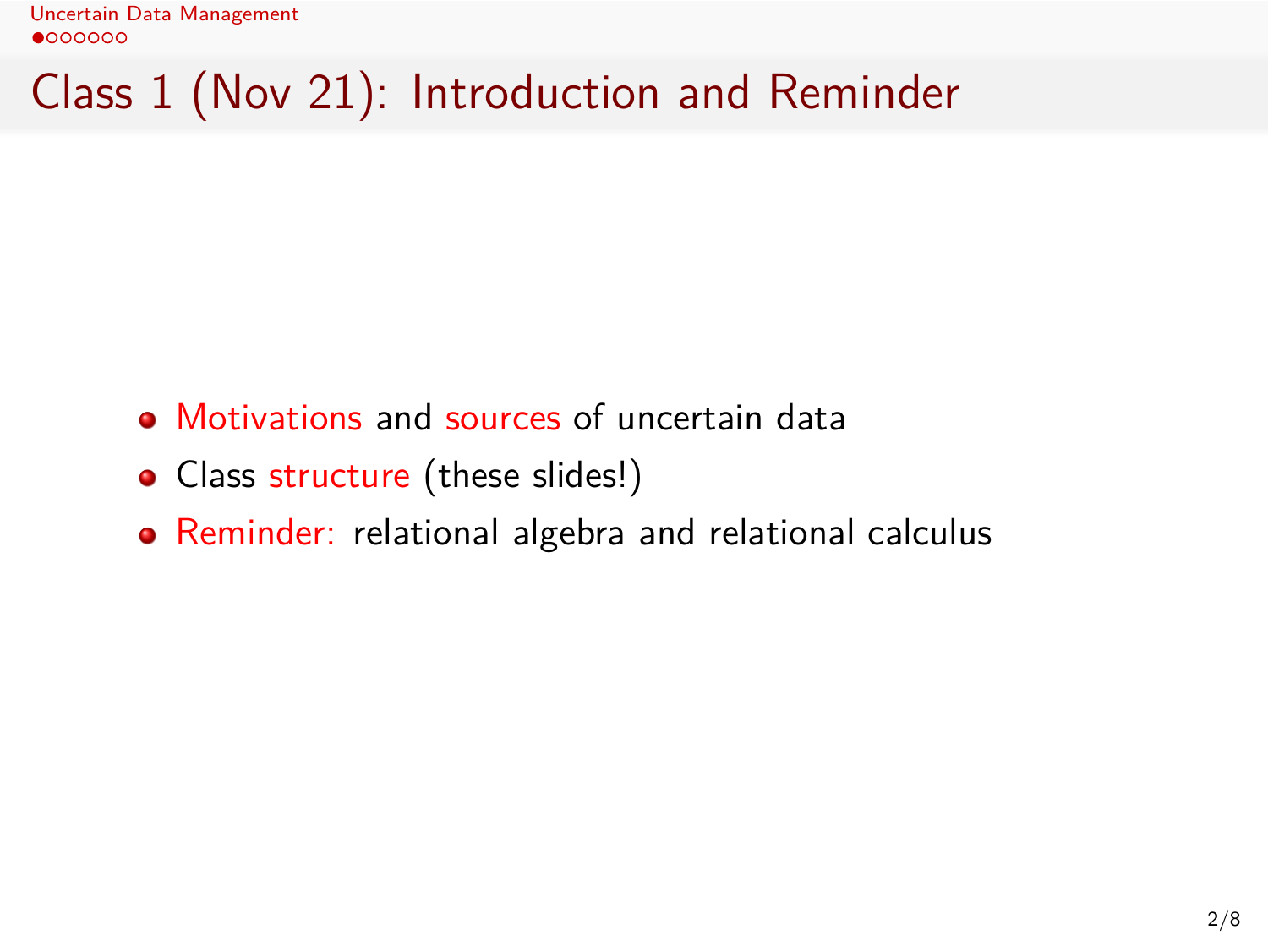# Class 1 (Nov 21): Introduction and Reminder

- Motivations and sources of uncertain data
- Class structure (these slides!)
- Reminder: relational algebra and relational calculus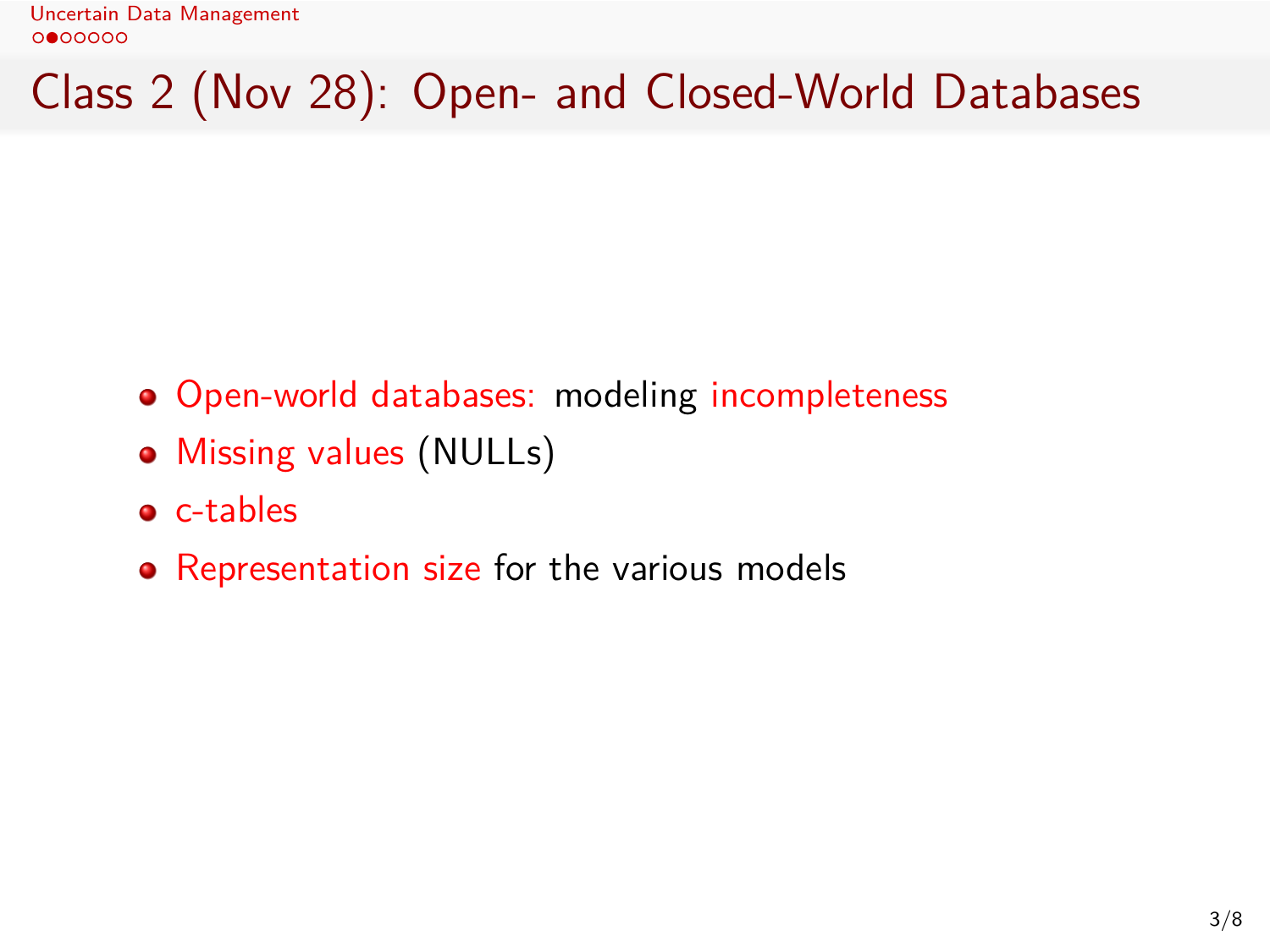# Class 2 (Nov 28): Open- and Closed-World Databases

- Open-world databases: modeling incompleteness
- Missing values (NULLs)
- c-tables
- Representation size for the various models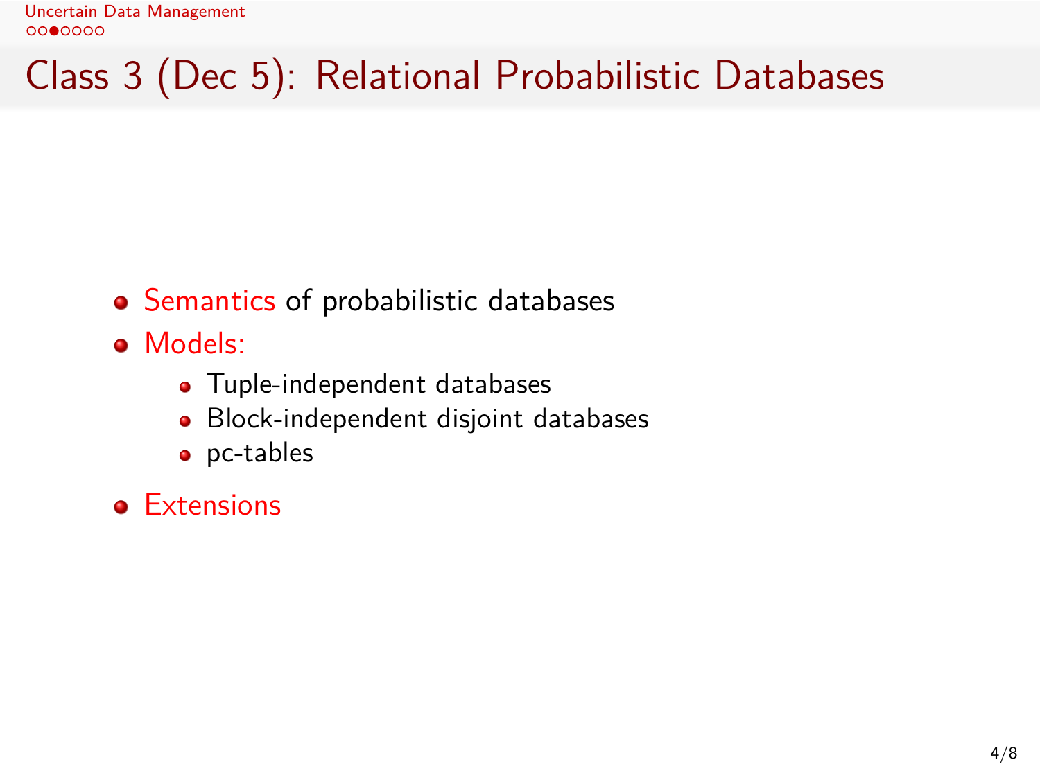# Class 3 (Dec 5): Relational Probabilistic Databases

- Semantics of probabilistic databases
- Models:
  - Tuple-independent databases
  - Block-independent disjoint databases
  - pc-tables
- Extensions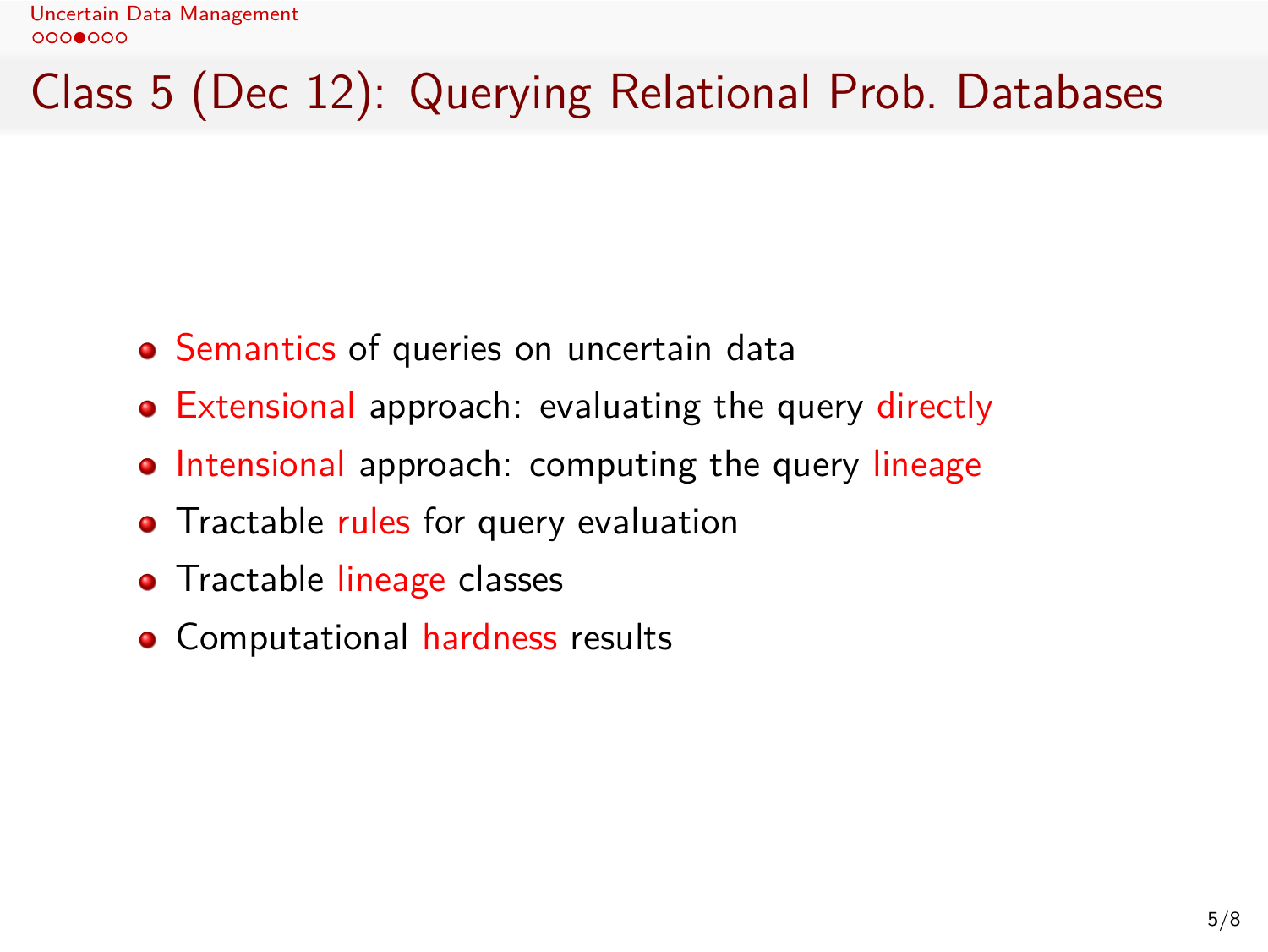# Class 5 (Dec 12): Querying Relational Prob. Databases

- Semantics of queries on uncertain data
- Extensional approach: evaluating the query directly
- Intensional approach: computing the query lineage
- Tractable rules for query evaluation
- Tractable lineage classes
- Computational hardness results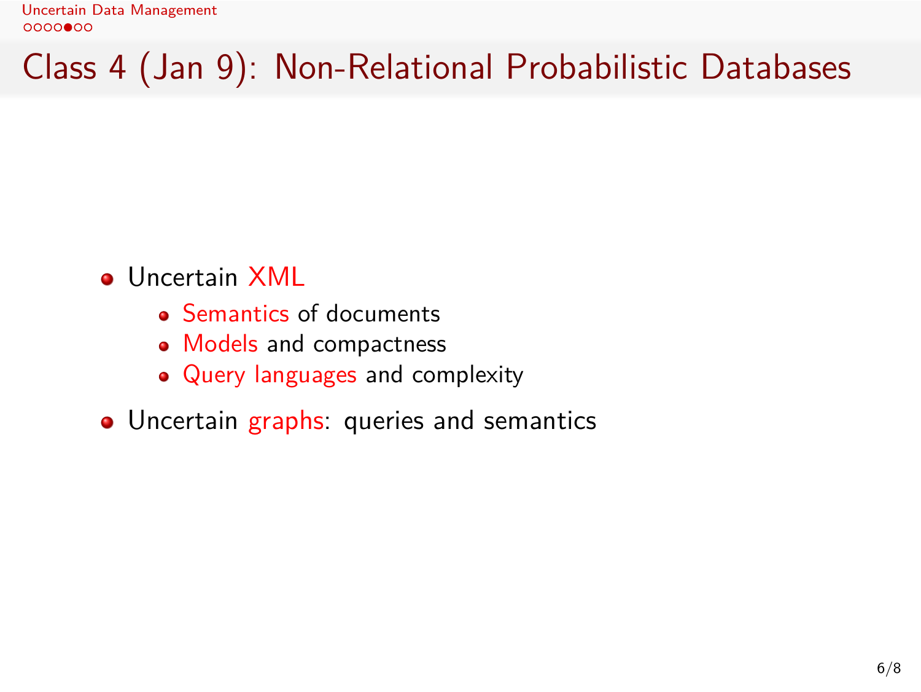# Class 4 (Jan 9): Non-Relational Probabilistic Databases

- Uncertain XML
  - Semantics of documents
  - Models and compactness
  - Query languages and complexity
- Uncertain graphs: queries and semantics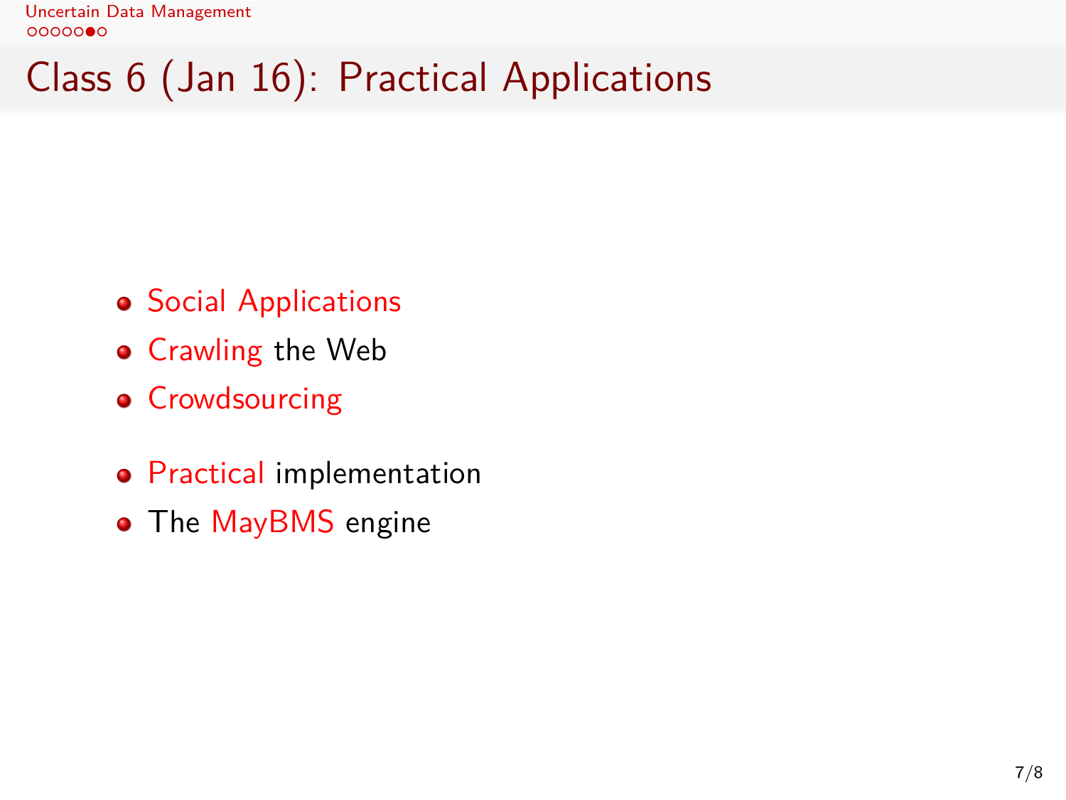# Class 6 (Jan 16): Practical Applications

- Social Applications
- Crawling the Web
- Crowdsourcing

- Practical implementation
- The MayBMS engine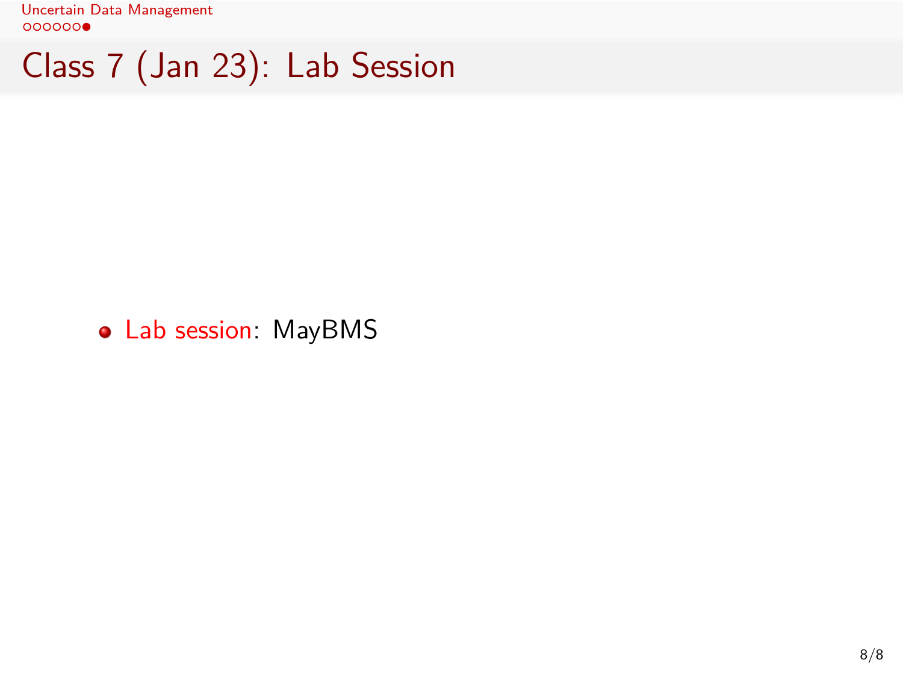# Class 7 (Jan 23): Lab Session

- Lab session: MayBMS